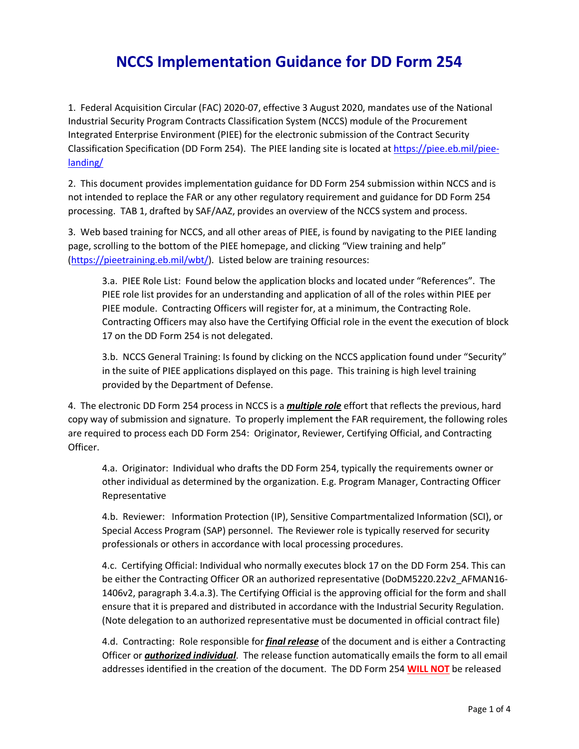# NCCS Implementation Guidance for DD Form 254

1. Federal Acquisition Circular (FAC) 2020-07, effective 3 August 2020, mandates use of the National Industrial Security Program Contracts Classification System (NCCS) module of the Procurement Integrated Enterprise Environment (PIEE) for the electronic submission of the Contract Security Classification Specification (DD Form 254). The PIEE landing site is located at [https://piee.eb.mil/piee-landing/](https://piee.eb.mil/piee-landing/)

2. This document provides implementation guidance for DD Form 254 submission within NCCS and is not intended to replace the FAR or any other regulatory requirement and guidance for DD Form 254 processing. TAB 1, drafted by SAF/AAZ, provides an overview of the NCCS system and process.

3. Web based training for NCCS, and all other areas of PIEE, is found by navigating to the PIEE landing page, scrolling to the bottom of the PIEE homepage, and clicking "View training and help" ([https://pieetraining.eb.mil/wbt/](https://pieetraining.eb.mil/wbt/)). Listed below are training resources:

   3.a. PIEE Role List: Found below the application blocks and located under "References". The PIEE role list provides for an understanding and application of all of the roles within PIEE per PIEE module. Contracting Officers will register for, at a minimum, the Contracting Role. Contracting Officers may also have the Certifying Official role in the event the execution of block 17 on the DD Form 254 is not delegated.

   3.b. NCCS General Training: Is found by clicking on the NCCS application found under "Security" in the suite of PIEE applications displayed on this page. This training is high level training provided by the Department of Defense.

4. The electronic DD Form 254 process in NCCS is a ***multiple role*** effort that reflects the previous, hard copy way of submission and signature. To properly implement the FAR requirement, the following roles are required to process each DD Form 254: Originator, Reviewer, Certifying Official, and Contracting Officer.

   4.a. Originator: Individual who drafts the DD Form 254, typically the requirements owner or other individual as determined by the organization. E.g. Program Manager, Contracting Officer Representative

   4.b. Reviewer: Information Protection (IP), Sensitive Compartmentalized Information (SCI), or Special Access Program (SAP) personnel. The Reviewer role is typically reserved for security professionals or others in accordance with local processing procedures.

   4.c. Certifying Official: Individual who normally executes block 17 on the DD Form 254. This can be either the Contracting Officer OR an authorized representative (DoDM5220.22v2_AFMAN16-1406v2, paragraph 3.4.a.3). The Certifying Official is the approving official for the form and shall ensure that it is prepared and distributed in accordance with the Industrial Security Regulation. (Note delegation to an authorized representative must be documented in official contract file)

   4.d. Contracting: Role responsible for ***final release*** of the document and is either a Contracting Officer or ***authorized individual***. The release function automatically emails the form to all email addresses identified in the creation of the document. The DD Form 254 **WILL NOT** be released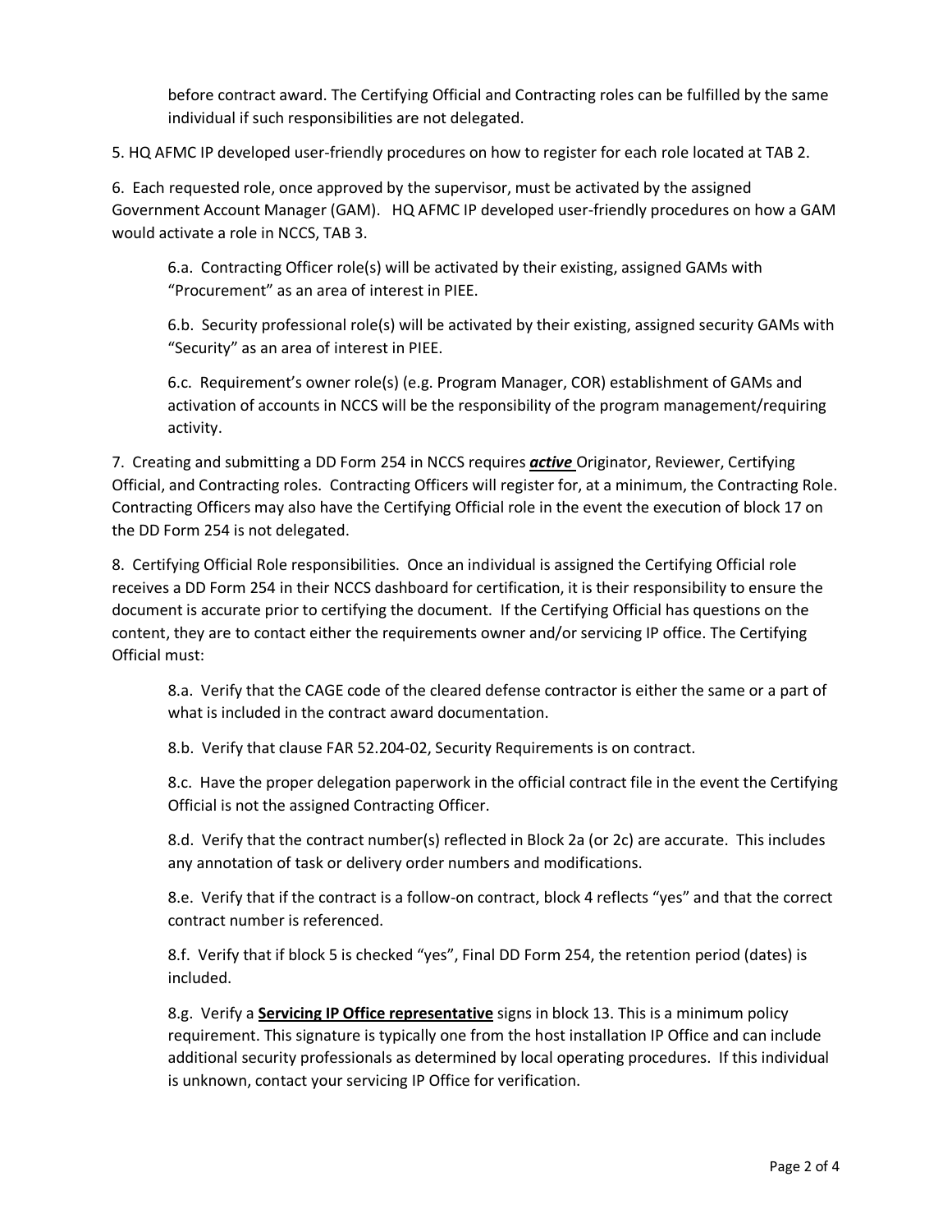before contract award. The Certifying Official and Contracting roles can be fulfilled by the same individual if such responsibilities are not delegated.

5. HQ AFMC IP developed user-friendly procedures on how to register for each role located at TAB 2.

6. Each requested role, once approved by the supervisor, must be activated by the assigned Government Account Manager (GAM). HQ AFMC IP developed user-friendly procedures on how a GAM would activate a role in NCCS, TAB 3.

> 6.a. Contracting Officer role(s) will be activated by their existing, assigned GAMs with "Procurement" as an area of interest in PIEE.
>
> 6.b. Security professional role(s) will be activated by their existing, assigned security GAMs with "Security" as an area of interest in PIEE.
>
> 6.c. Requirement's owner role(s) (e.g. Program Manager, COR) establishment of GAMs and activation of accounts in NCCS will be the responsibility of the program management/requiring activity.

7. Creating and submitting a DD Form 254 in NCCS requires ***active*** Originator, Reviewer, Certifying Official, and Contracting roles. Contracting Officers will register for, at a minimum, the Contracting Role. Contracting Officers may also have the Certifying Official role in the event the execution of block 17 on the DD Form 254 is not delegated.

8. Certifying Official Role responsibilities. Once an individual is assigned the Certifying Official role receives a DD Form 254 in their NCCS dashboard for certification, it is their responsibility to ensure the document is accurate prior to certifying the document. If the Certifying Official has questions on the content, they are to contact either the requirements owner and/or servicing IP office. The Certifying Official must:

> 8.a. Verify that the CAGE code of the cleared defense contractor is either the same or a part of what is included in the contract award documentation.
>
> 8.b. Verify that clause FAR 52.204-02, Security Requirements is on contract.
>
> 8.c. Have the proper delegation paperwork in the official contract file in the event the Certifying Official is not the assigned Contracting Officer.
>
> 8.d. Verify that the contract number(s) reflected in Block 2a (or 2c) are accurate. This includes any annotation of task or delivery order numbers and modifications.
>
> 8.e. Verify that if the contract is a follow-on contract, block 4 reflects "yes" and that the correct contract number is referenced.
>
> 8.f. Verify that if block 5 is checked "yes", Final DD Form 254, the retention period (dates) is included.
>
> 8.g. Verify a **<u>Servicing IP Office representative</u>** signs in block 13. This is a minimum policy requirement. This signature is typically one from the host installation IP Office and can include additional security professionals as determined by local operating procedures. If this individual is unknown, contact your servicing IP Office for verification.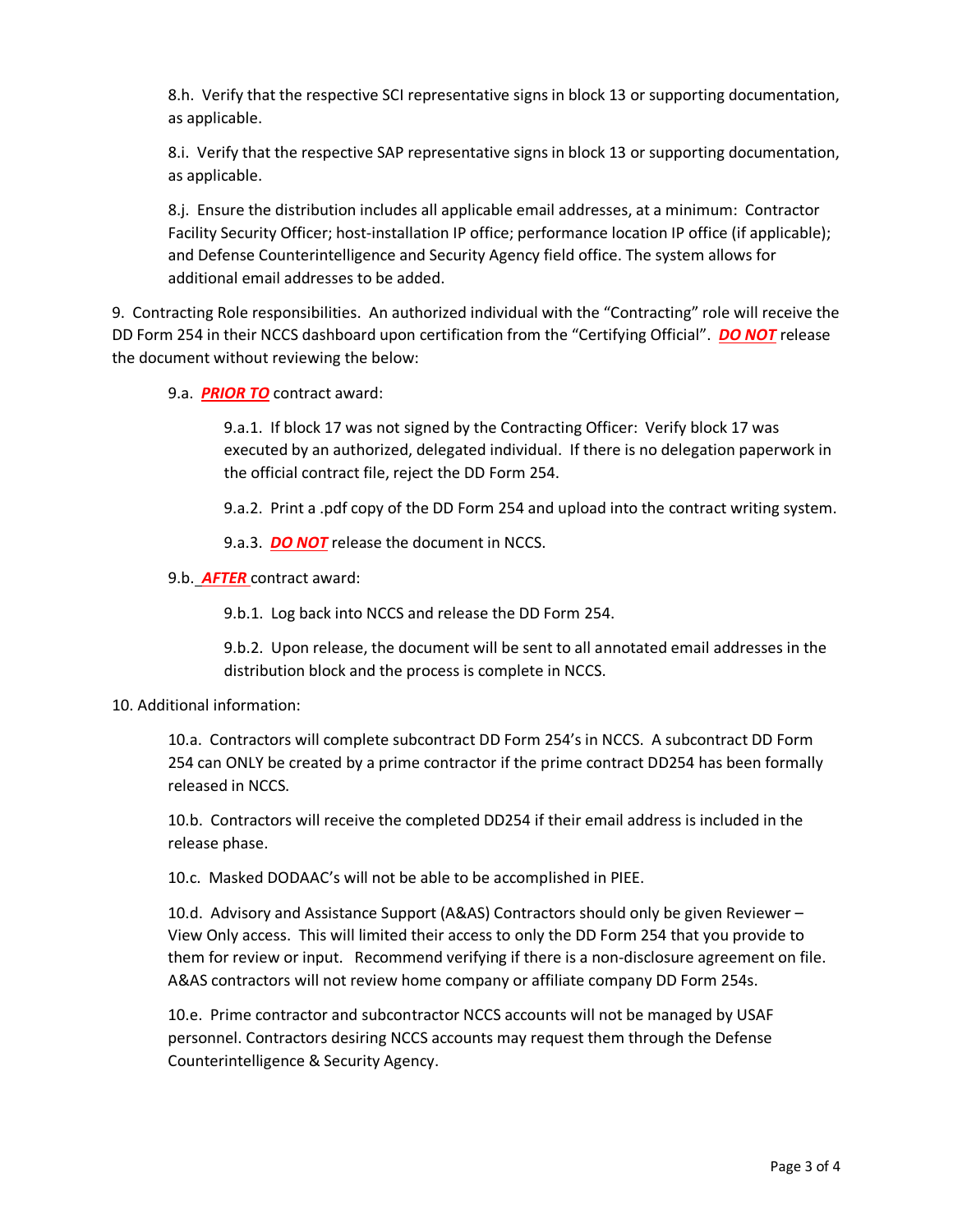8.h. Verify that the respective SCI representative signs in block 13 or supporting documentation, as applicable.

8.i. Verify that the respective SAP representative signs in block 13 or supporting documentation, as applicable.

8.j. Ensure the distribution includes all applicable email addresses, at a minimum: Contractor Facility Security Officer; host-installation IP office; performance location IP office (if applicable); and Defense Counterintelligence and Security Agency field office. The system allows for additional email addresses to be added.

9. Contracting Role responsibilities. An authorized individual with the "Contracting" role will receive the DD Form 254 in their NCCS dashboard upon certification from the "Certifying Official". ***DO NOT*** release the document without reviewing the below:

9.a. ***PRIOR TO*** contract award:

9.a.1. If block 17 was not signed by the Contracting Officer: Verify block 17 was executed by an authorized, delegated individual. If there is no delegation paperwork in the official contract file, reject the DD Form 254.

9.a.2. Print a .pdf copy of the DD Form 254 and upload into the contract writing system.

9.a.3. ***DO NOT*** release the document in NCCS.

9.b. ***AFTER*** contract award:

9.b.1. Log back into NCCS and release the DD Form 254.

9.b.2. Upon release, the document will be sent to all annotated email addresses in the distribution block and the process is complete in NCCS.

10. Additional information:

10.a. Contractors will complete subcontract DD Form 254's in NCCS. A subcontract DD Form 254 can ONLY be created by a prime contractor if the prime contract DD254 has been formally released in NCCS.

10.b. Contractors will receive the completed DD254 if their email address is included in the release phase.

10.c. Masked DODAAC's will not be able to be accomplished in PIEE.

10.d. Advisory and Assistance Support (A&AS) Contractors should only be given Reviewer – View Only access. This will limited their access to only the DD Form 254 that you provide to them for review or input. Recommend verifying if there is a non-disclosure agreement on file. A&AS contractors will not review home company or affiliate company DD Form 254s.

10.e. Prime contractor and subcontractor NCCS accounts will not be managed by USAF personnel. Contractors desiring NCCS accounts may request them through the Defense Counterintelligence & Security Agency.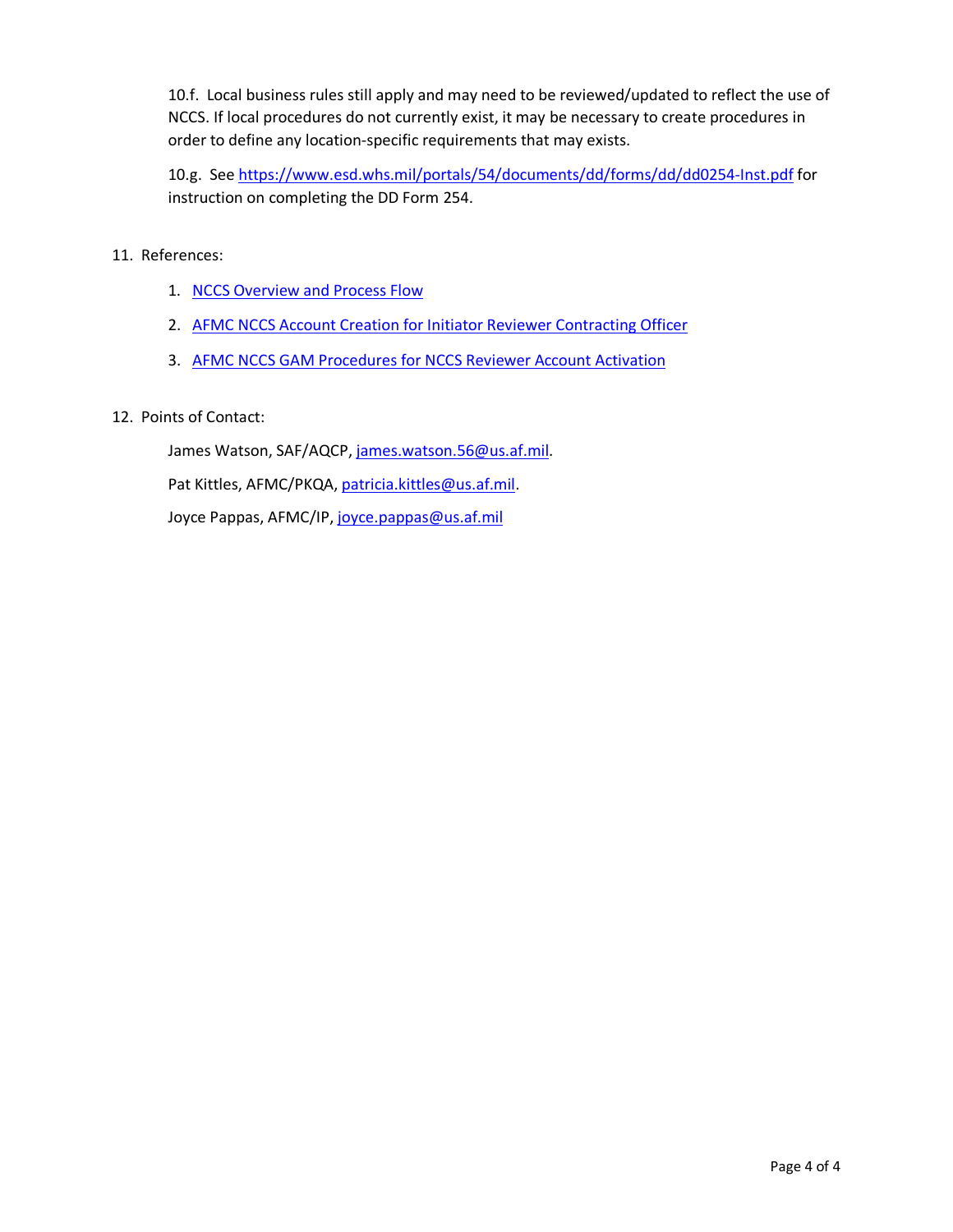10.f. Local business rules still apply and may need to be reviewed/updated to reflect the use of NCCS. If local procedures do not currently exist, it may be necessary to create procedures in order to define any location-specific requirements that may exists.

10.g. See https://www.esd.whs.mil/portals/54/documents/dd/forms/dd/dd0254-Inst.pdf for instruction on completing the DD Form 254.

11. References:

    1. NCCS Overview and Process Flow
    2. AFMC NCCS Account Creation for Initiator Reviewer Contracting Officer
    3. AFMC NCCS GAM Procedures for NCCS Reviewer Account Activation

12. Points of Contact:

    James Watson, SAF/AQCP, james.watson.56@us.af.mil.

    Pat Kittles, AFMC/PKQA, patricia.kittles@us.af.mil.

    Joyce Pappas, AFMC/IP, joyce.pappas@us.af.mil